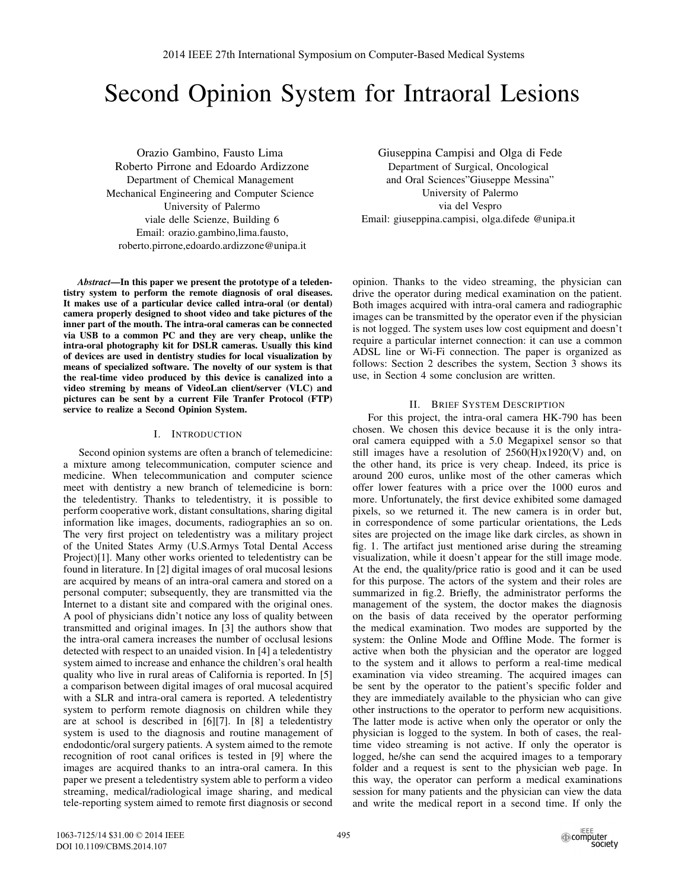# Second Opinion System for Intraoral Lesions

Orazio Gambino, Fausto Lima
Roberto Pirrone and Edoardo Ardizzone
Department of Chemical Management
Mechanical Engineering and Computer Science
University of Palermo
viale delle Scienze, Building 6
Email: orazio.gambino,lima.fausto,
roberto.pirrone,edoardo.ardizzone@unipa.it

Giuseppina Campisi and Olga di Fede
Department of Surgical, Oncological
and Oral Sciences"Giuseppe Messina"
University of Palermo
via del Vespro
Email: giuseppina.campisi, olga.difede @unipa.it

***Abstract*—In this paper we present the prototype of a teledentistry system to perform the remote diagnosis of oral diseases. It makes use of a particular device called intra-oral (or dental) camera properly designed to shoot video and take pictures of the inner part of the mouth. The intra-oral cameras can be connected via USB to a common PC and they are very cheap, unlike the intra-oral photography kit for DSLR cameras. Usually this kind of devices are used in dentistry studies for local visualization by means of specialized software. The novelty of our system is that the real-time video produced by this device is canalized into a video streming by means of VideoLan client/server (VLC) and pictures can be sent by a current File Tranfer Protocol (FTP) service to realize a Second Opinion System.**

## I. Introduction

Second opinion systems are often a branch of telemedicine: a mixture among telecommunication, computer science and medicine. When telecommunication and computer science meet with dentistry a new branch of telemedicine is born: the teledentistry. Thanks to teledentistry, it is possible to perform cooperative work, distant consultations, sharing digital information like images, documents, radiographies an so on. The very first project on teledentistry was a military project of the United States Army (U.S.Armys Total Dental Access Project)[1]. Many other works oriented to teledentistry can be found in literature. In [2] digital images of oral mucosal lesions are acquired by means of an intra-oral camera and stored on a personal computer; subsequently, they are transmitted via the Internet to a distant site and compared with the original ones. A pool of physicians didn't notice any loss of quality between transmitted and original images. In [3] the authors show that the intra-oral camera increases the number of occlusal lesions detected with respect to an unaided vision. In [4] a teledentistry system aimed to increase and enhance the children's oral health quality who live in rural areas of California is reported. In [5] a comparison between digital images of oral mucosal acquired with a SLR and intra-oral camera is reported. A teledentistry system to perform remote diagnosis on children while they are at school is described in [6][7]. In [8] a teledentistry system is used to the diagnosis and routine management of endodontic/oral surgery patients. A system aimed to the remote recognition of root canal orifices is tested in [9] where the images are acquired thanks to an intra-oral camera. In this paper we present a teledentistry system able to perform a video streaming, medical/radiological image sharing, and medical tele-reporting system aimed to remote first diagnosis or second opinion. Thanks to the video streaming, the physician can drive the operator during medical examination on the patient. Both images acquired with intra-oral camera and radiographic images can be transmitted by the operator even if the physician is not logged. The system uses low cost equipment and doesn't require a particular internet connection: it can use a common ADSL line or Wi-Fi connection. The paper is organized as follows: Section 2 describes the system, Section 3 shows its use, in Section 4 some conclusion are written.

## II. Brief System Description

For this project, the intra-oral camera HK-790 has been chosen. We chosen this device because it is the only intra-oral camera equipped with a 5.0 Megapixel sensor so that still images have a resolution of 2560(H)x1920(V) and, on the other hand, its price is very cheap. Indeed, its price is around 200 euros, unlike most of the other cameras which offer lower features with a price over the 1000 euros and more. Unfortunately, the first device exhibited some damaged pixels, so we returned it. The new camera is in order but, in correspondence of some particular orientations, the Leds sites are projected on the image like dark circles, as shown in fig. 1. The artifact just mentioned arise during the streaming visualization, while it doesn't appear for the still image mode. At the end, the quality/price ratio is good and it can be used for this purpose. The actors of the system and their roles are summarized in fig.2. Briefly, the administrator performs the management of the system, the doctor makes the diagnosis on the basis of data received by the operator performing the medical examination. Two modes are supported by the system: the Online Mode and Offline Mode. The former is active when both the physician and the operator are logged to the system and it allows to perform a real-time medical examination via video streaming. The acquired images can be sent by the operator to the patient's specific folder and they are immediately available to the physician who can give other instructions to the operator to perform new acquisitions. The latter mode is active when only the operator or only the physician is logged to the system. In both of cases, the real-time video streaming is not active. If only the operator is logged, he/she can send the acquired images to a temporary folder and a request is sent to the physician web page. In this way, the operator can perform a medical examinations session for many patients and the physician can view the data and write the medical report in a second time. If only the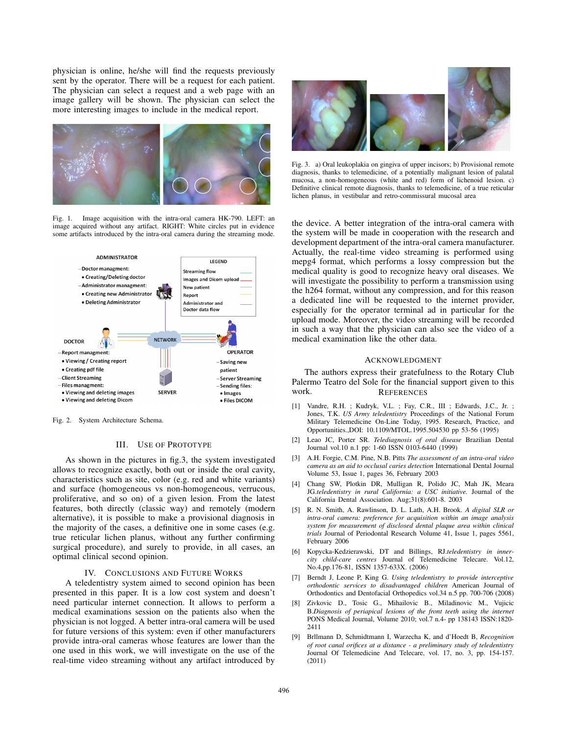physician is online, he/she will find the requests previously sent by the operator. There will be a request for each patient. The physician can select a request and a web page with an image gallery will be shown. The physician can select the more interesting images to include in the medical report.

Fig. 1. Image acquisition with the intra-oral camera HK-790. LEFT: an image acquired without any artifact. RIGHT: White circles put in evidence some artifacts introduced by the intra-oral camera during the streaming mode.

ADMINISTRATOR
– Doctor managment:
• Creating/Deleting doctor
– Administrator managment:
• Creating new Administrator
• Deleting Administrator

LEGEND
Streaming flow
Images and Dicom upload
New patient
Report
Administrator and Doctor data flow

NETWORK

DOCTOR
– Report managment:
• Viewing / Creating report
• Creating pdf file
– Client Streaming
– Files managment:
• Viewing and deleting images
• Viewing and deleting Dicom

SERVER

OPERATOR
– Saving new patient
– Server Streaming
– Sending files:
• Images
• Files DICOM

Fig. 2. System Architecture Schema.

## III. Use of Prototype

As shown in the pictures in fig.3, the system investigated allows to recognize exactly, both out or inside the oral cavity, characteristics such as site, color (e.g. red and white variants) and surface (homogeneous vs non-homogeneous, verrucous, proliferative, and so on) of a given lesion. From the latest features, both directly (classic way) and remotely (modern alternative), it is possible to make a provisional diagnosis in the majority of the cases, a definitive one in some cases (e.g. true reticular lichen planus, without any further confirming surgical procedure), and surely to provide, in all cases, an optimal clinical second opinion.

## IV. Conclusions and Future Works

A teledentistry system aimed to second opinion has been presented in this paper. It is a low cost system and doesn't need particular internet connection. It allows to perform a medical examinations session on the patients also when the physician is not logged. A better intra-oral camera will be used for future versions of this system: even if other manufacturers provide intra-oral cameras whose features are lower than the one used in this work, we will investigate on the use of the real-time video streaming without any artifact introduced by the device. A better integration of the intra-oral camera with the system will be made in cooperation with the research and development department of the intra-oral camera manufacturer. Actually, the real-time video streaming is performed using mepg4 format, which performs a lossy compression but the medical quality is good to recognize heavy oral diseases. We will investigate the possibility to perform a transmission using the h264 format, without any compression, and for this reason a dedicated line will be requested to the internet provider, especially for the operator terminal ad in particular for the upload mode. Moreover, the video streaming will be recorded in such a way that the physician can also see the video of a medical examination like the other data.

Fig. 3. a) Oral leukoplakia on gingiva of upper incisors; b) Provisional remote diagnosis, thanks to telemedicine, of a potentially malignant lesion of palatal mucosa, a non-homogeneous (white and red) form of lichenoid lesion. c) Definitive clinical remote diagnosis, thanks to telemedicine, of a true reticular lichen planus, in vestibular and retro-commissural mucosal area

## Acknowledgment

The authors express their gratefulness to the Rotary Club Palermo Teatro del Sole for the financial support given to this work.

## References

[1] Vandre, R.H. ; Kudryk, V.L. ; Fay, C.R., III ; Edwards, J.C., Jr. ; Jones, T.K. *US Army teledentistry* Proceedings of the National Forum Military Telemedicine On-Line Today, 1995. Research, Practice, and Opportunities.,DOI: 10.1109/MTOL.1995.504530 pp 53-56 (1995)

[2] Leao JC, Porter SR. *Telediagnosis of oral disease* Brazilian Dental Journal vol.10 n.1 pp: 1-60 ISSN 0103-6440 (1999)

[3] A.H. Forgie, C.M. Pine, N.B. Pitts *The assessment of an intra-oral video camera as an aid to occlusal caries detection* International Dental Journal Volume 53, Issue 1, pages 36, February 2003

[4] Chang SW, Plotkin DR, Mulligan R, Polido JC, Mah JK, Meara JG.*teledentistry in rural California: a USC initiative.* Journal of the California Dental Association. Aug;31(8):601-8. 2003

[5] R. N. Smith, A. Rawlinson, D. L. Lath, A.H. Brook. *A digital SLR or intra-oral camera: preference for acquisition within an image analysis system for measurement of disclosed dental plaque area within clinical trials* Journal of Periodontal Research Volume 41, Issue 1, pages 5561, February 2006

[6] Kopycka-Kedzierawski, DT and Billings, RJ.*teledentistry in inner-city child-care centres* Journal of Telemedicine Telecare. Vol.12, No.4,pp.176-81, ISSN 1357-633X. (2006)

[7] Berndt J, Leone P, King G. *Using teledentistry to provide interceptive orthodontic services to disadvantaged children* American Journal of Orthodontics and Dentofacial Orthopedics vol.34 n.5 pp. 700-706 (2008)

[8] Zivkovic D., Tosic G., Mihailovic B., Miladinovic M., Vujicic B.*Diagnosis of periapical lesions of the front teeth using the internet* PONS Medical Journal, Volume 2010; vol.7 n.4- pp 138143 ISSN:1820-2411

[9] Brllmann D, Schmidtmann I, Warzecha K, and d'Hoedt B, *Recognition of root canal orifices at a distance - a preliminary study of teledentistry* Journal Of Telemedicine And Telecare, vol. 17, no. 3, pp. 154-157. (2011)